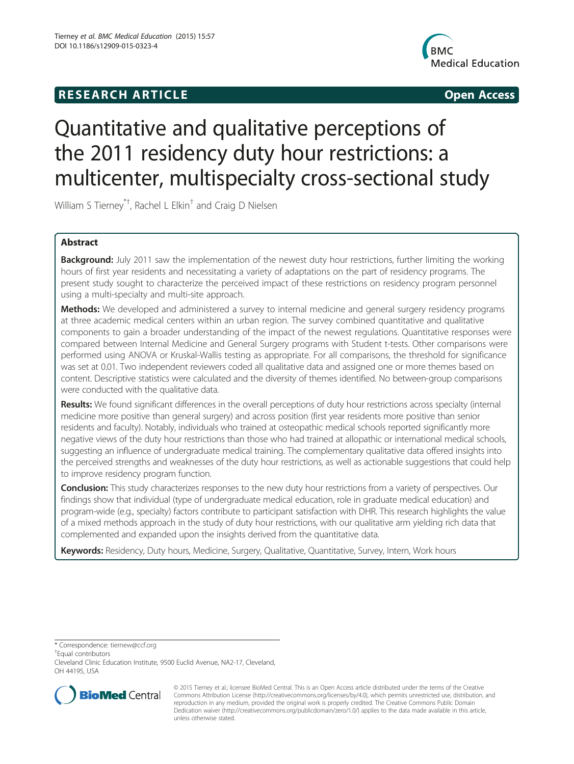RESEARCH ARTICLE

Open Access

# Quantitative and qualitative perceptions of the 2011 residency duty hour restrictions: a multicenter, multispecialty cross-sectional study

William S Tierney[*†], Rachel L Elkin[†] and Craig D Nielsen

## Abstract

**Background:** July 2011 saw the implementation of the newest duty hour restrictions, further limiting the working hours of first year residents and necessitating a variety of adaptations on the part of residency programs. The present study sought to characterize the perceived impact of these restrictions on residency program personnel using a multi-specialty and multi-site approach.

**Methods:** We developed and administered a survey to internal medicine and general surgery residency programs at three academic medical centers within an urban region. The survey combined quantitative and qualitative components to gain a broader understanding of the impact of the newest regulations. Quantitative responses were compared between Internal Medicine and General Surgery programs with Student t-tests. Other comparisons were performed using ANOVA or Kruskal-Wallis testing as appropriate. For all comparisons, the threshold for significance was set at 0.01. Two independent reviewers coded all qualitative data and assigned one or more themes based on content. Descriptive statistics were calculated and the diversity of themes identified. No between-group comparisons were conducted with the qualitative data.

**Results:** We found significant differences in the overall perceptions of duty hour restrictions across specialty (internal medicine more positive than general surgery) and across position (first year residents more positive than senior residents and faculty). Notably, individuals who trained at osteopathic medical schools reported significantly more negative views of the duty hour restrictions than those who had trained at allopathic or international medical schools, suggesting an influence of undergraduate medical training. The complementary qualitative data offered insights into the perceived strengths and weaknesses of the duty hour restrictions, as well as actionable suggestions that could help to improve residency program function.

**Conclusion:** This study characterizes responses to the new duty hour restrictions from a variety of perspectives. Our findings show that individual (type of undergraduate medical education, role in graduate medical education) and program-wide (e.g., specialty) factors contribute to participant satisfaction with DHR. This research highlights the value of a mixed methods approach in the study of duty hour restrictions, with our qualitative arm yielding rich data that complemented and expanded upon the insights derived from the quantitative data.

**Keywords:** Residency, Duty hours, Medicine, Surgery, Qualitative, Quantitative, Survey, Intern, Work hours

---

* Correspondence: tiernew@ccf.org

†Equal contributors

Cleveland Clinic Education Institute, 9500 Euclid Avenue, NA2-17, Cleveland, OH 44195, USA

© 2015 Tierney et al.; licensee BioMed Central. This is an Open Access article distributed under the terms of the Creative Commons Attribution License (http://creativecommons.org/licenses/by/4.0), which permits unrestricted use, distribution, and reproduction in any medium, provided the original work is properly credited. The Creative Commons Public Domain Dedication waiver (http://creativecommons.org/publicdomain/zero/1.0/) applies to the data made available in this article, unless otherwise stated.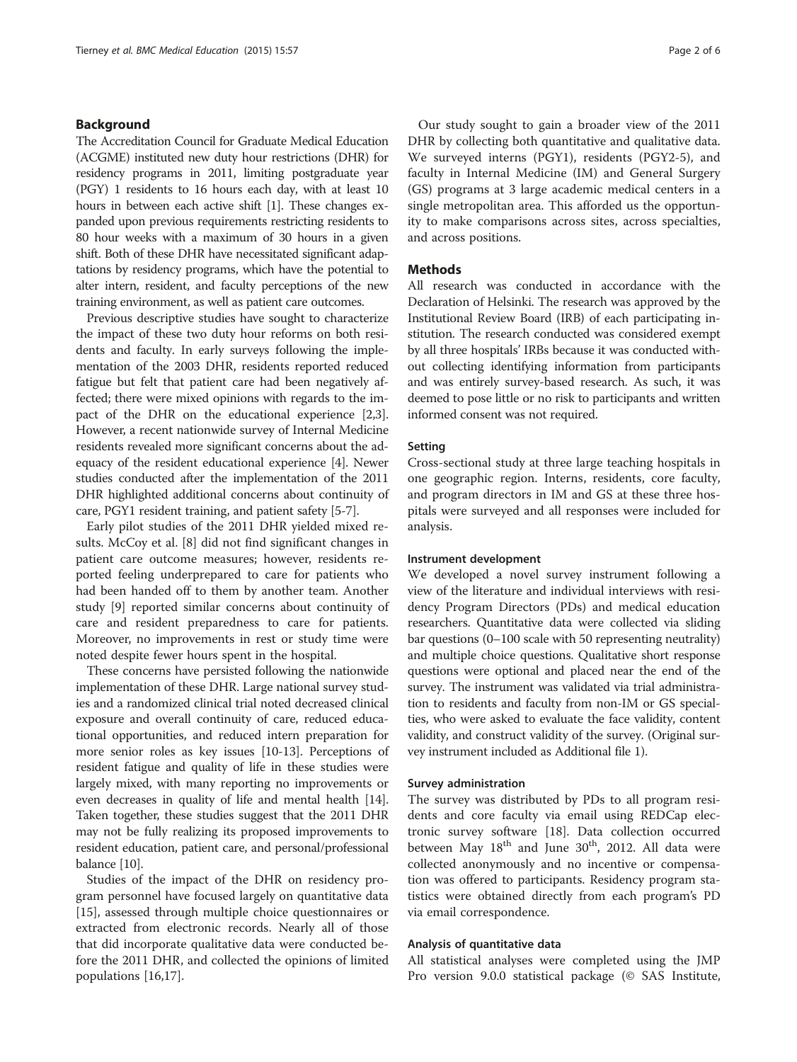## Background

The Accreditation Council for Graduate Medical Education (ACGME) instituted new duty hour restrictions (DHR) for residency programs in 2011, limiting postgraduate year (PGY) 1 residents to 16 hours each day, with at least 10 hours in between each active shift [1]. These changes expanded upon previous requirements restricting residents to 80 hour weeks with a maximum of 30 hours in a given shift. Both of these DHR have necessitated significant adaptations by residency programs, which have the potential to alter intern, resident, and faculty perceptions of the new training environment, as well as patient care outcomes.

Previous descriptive studies have sought to characterize the impact of these two duty hour reforms on both residents and faculty. In early surveys following the implementation of the 2003 DHR, residents reported reduced fatigue but felt that patient care had been negatively affected; there were mixed opinions with regards to the impact of the DHR on the educational experience [2,3]. However, a recent nationwide survey of Internal Medicine residents revealed more significant concerns about the adequacy of the resident educational experience [4]. Newer studies conducted after the implementation of the 2011 DHR highlighted additional concerns about continuity of care, PGY1 resident training, and patient safety [5-7].

Early pilot studies of the 2011 DHR yielded mixed results. McCoy et al. [8] did not find significant changes in patient care outcome measures; however, residents reported feeling underprepared to care for patients who had been handed off to them by another team. Another study [9] reported similar concerns about continuity of care and resident preparedness to care for patients. Moreover, no improvements in rest or study time were noted despite fewer hours spent in the hospital.

These concerns have persisted following the nationwide implementation of these DHR. Large national survey studies and a randomized clinical trial noted decreased clinical exposure and overall continuity of care, reduced educational opportunities, and reduced intern preparation for more senior roles as key issues [10-13]. Perceptions of resident fatigue and quality of life in these studies were largely mixed, with many reporting no improvements or even decreases in quality of life and mental health [14]. Taken together, these studies suggest that the 2011 DHR may not be fully realizing its proposed improvements to resident education, patient care, and personal/professional balance [10].

Studies of the impact of the DHR on residency program personnel have focused largely on quantitative data [15], assessed through multiple choice questionnaires or extracted from electronic records. Nearly all of those that did incorporate qualitative data were conducted before the 2011 DHR, and collected the opinions of limited populations [16,17].

Our study sought to gain a broader view of the 2011 DHR by collecting both quantitative and qualitative data. We surveyed interns (PGY1), residents (PGY2-5), and faculty in Internal Medicine (IM) and General Surgery (GS) programs at 3 large academic medical centers in a single metropolitan area. This afforded us the opportunity to make comparisons across sites, across specialties, and across positions.

## Methods

All research was conducted in accordance with the Declaration of Helsinki. The research was approved by the Institutional Review Board (IRB) of each participating institution. The research conducted was considered exempt by all three hospitals' IRBs because it was conducted without collecting identifying information from participants and was entirely survey-based research. As such, it was deemed to pose little or no risk to participants and written informed consent was not required.

### Setting

Cross-sectional study at three large teaching hospitals in one geographic region. Interns, residents, core faculty, and program directors in IM and GS at these three hospitals were surveyed and all responses were included for analysis.

### Instrument development

We developed a novel survey instrument following a view of the literature and individual interviews with residency Program Directors (PDs) and medical education researchers. Quantitative data were collected via sliding bar questions (0–100 scale with 50 representing neutrality) and multiple choice questions. Qualitative short response questions were optional and placed near the end of the survey. The instrument was validated via trial administration to residents and faculty from non-IM or GS specialties, who were asked to evaluate the face validity, content validity, and construct validity of the survey. (Original survey instrument included as Additional file 1).

### Survey administration

The survey was distributed by PDs to all program residents and core faculty via email using REDCap electronic survey software [18]. Data collection occurred between May 18th and June 30th, 2012. All data were collected anonymously and no incentive or compensation was offered to participants. Residency program statistics were obtained directly from each program's PD via email correspondence.

### Analysis of quantitative data

All statistical analyses were completed using the JMP Pro version 9.0.0 statistical package (© SAS Institute,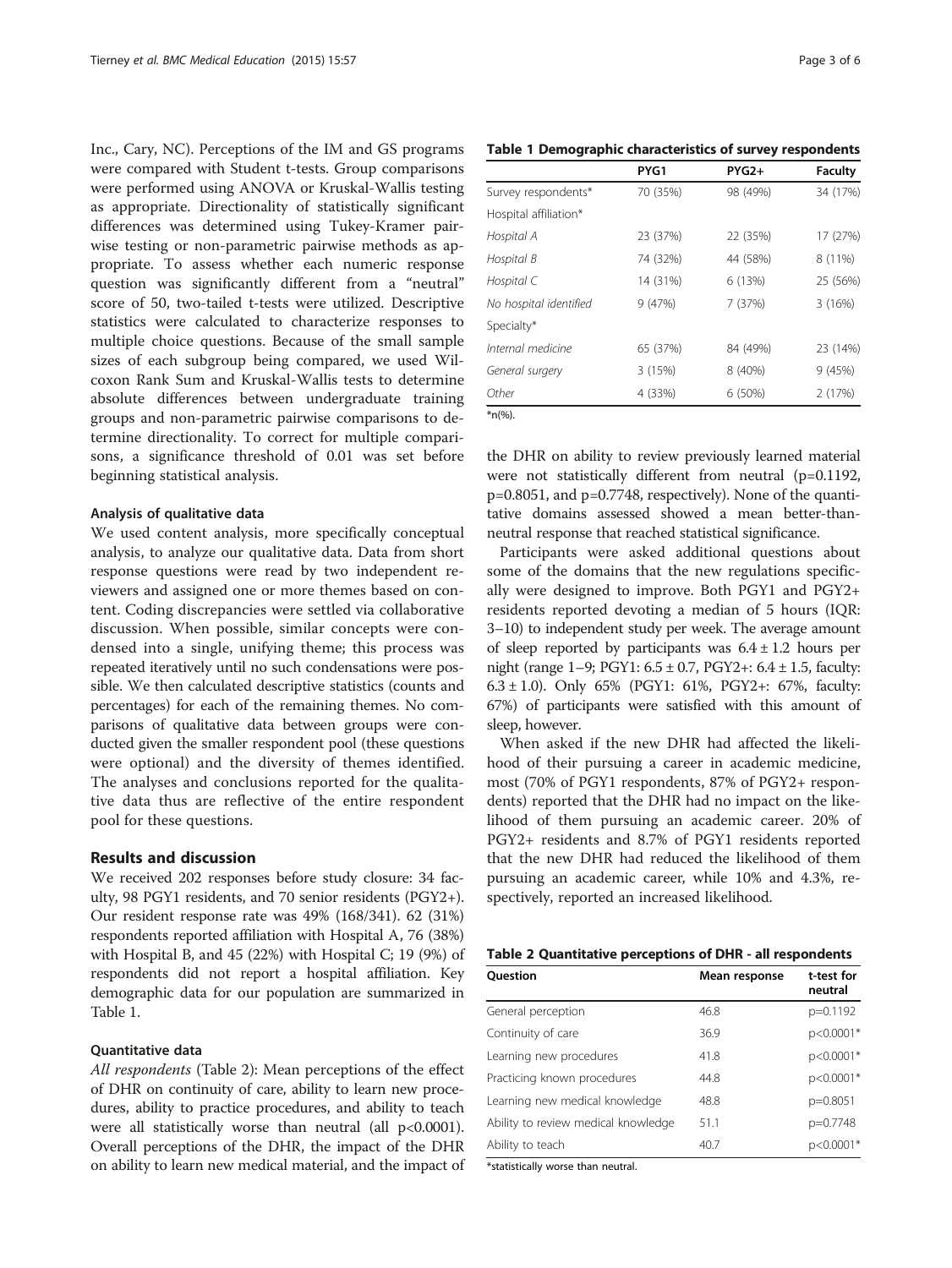Inc., Cary, NC). Perceptions of the IM and GS programs were compared with Student t-tests. Group comparisons were performed using ANOVA or Kruskal-Wallis testing as appropriate. Directionality of statistically significant differences was determined using Tukey-Kramer pairwise testing or non-parametric pairwise methods as appropriate. To assess whether each numeric response question was significantly different from a "neutral" score of 50, two-tailed t-tests were utilized. Descriptive statistics were calculated to characterize responses to multiple choice questions. Because of the small sample sizes of each subgroup being compared, we used Wilcoxon Rank Sum and Kruskal-Wallis tests to determine absolute differences between undergraduate training groups and non-parametric pairwise comparisons to determine directionality. To correct for multiple comparisons, a significance threshold of 0.01 was set before beginning statistical analysis.

### Analysis of qualitative data

We used content analysis, more specifically conceptual analysis, to analyze our qualitative data. Data from short response questions were read by two independent reviewers and assigned one or more themes based on content. Coding discrepancies were settled via collaborative discussion. When possible, similar concepts were condensed into a single, unifying theme; this process was repeated iteratively until no such condensations were possible. We then calculated descriptive statistics (counts and percentages) for each of the remaining themes. No comparisons of qualitative data between groups were conducted given the smaller respondent pool (these questions were optional) and the diversity of themes identified. The analyses and conclusions reported for the qualitative data thus are reflective of the entire respondent pool for these questions.

## Results and discussion

We received 202 responses before study closure: 34 faculty, 98 PGY1 residents, and 70 senior residents (PGY2+). Our resident response rate was 49% (168/341). 62 (31%) respondents reported affiliation with Hospital A, 76 (38%) with Hospital B, and 45 (22%) with Hospital C; 19 (9%) of respondents did not report a hospital affiliation. Key demographic data for our population are summarized in Table 1.

### Quantitative data

*All respondents* (Table 2): Mean perceptions of the effect of DHR on continuity of care, ability to learn new procedures, ability to practice procedures, and ability to teach were all statistically worse than neutral (all $p<0.0001$). Overall perceptions of the DHR, the impact of the DHR on ability to learn new medical material, and the impact of the DHR on ability to review previously learned material were not statistically different from neutral ($p=0.1192$, $p=0.8051$, and $p=0.7748$, respectively). None of the quantitative domains assessed showed a mean better-than-neutral response that reached statistical significance.

Participants were asked additional questions about some of the domains that the new regulations specifically were designed to improve. Both PGY1 and PGY2+ residents reported devoting a median of 5 hours (IQR: 3–10) to independent study per week. The average amount of sleep reported by participants was $6.4 \pm 1.2$ hours per night (range 1–9; PGY1: $6.5 \pm 0.7$, PGY2+: $6.4 \pm 1.5$, faculty: $6.3 \pm 1.0$). Only 65% (PGY1: 61%, PGY2+: 67%, faculty: 67%) of participants were satisfied with this amount of sleep, however.

When asked if the new DHR had affected the likelihood of their pursuing a career in academic medicine, most (70% of PGY1 respondents, 87% of PGY2+ respondents) reported that the DHR had no impact on the likelihood of them pursuing an academic career. 20% of PGY2+ residents and 8.7% of PGY1 residents reported that the new DHR had reduced the likelihood of them pursuing an academic career, while 10% and 4.3%, respectively, reported an increased likelihood.

**Table 1 Demographic characteristics of survey respondents**

| | PYG1 | PYG2+ | Faculty |
|---|---|---|---|
| Survey respondents* | 70 (35%) | 98 (49%) | 34 (17%) |
| Hospital affiliation* | | | |
| *Hospital A* | 23 (37%) | 22 (35%) | 17 (27%) |
| *Hospital B* | 74 (32%) | 44 (58%) | 8 (11%) |
| *Hospital C* | 14 (31%) | 6 (13%) | 25 (56%) |
| *No hospital identified* | 9 (47%) | 7 (37%) | 3 (16%) |
| Specialty* | | | |
| *Internal medicine* | 65 (37%) | 84 (49%) | 23 (14%) |
| *General surgery* | 3 (15%) | 8 (40%) | 9 (45%) |
| *Other* | 4 (33%) | 6 (50%) | 2 (17%) |

*n(%).

**Table 2 Quantitative perceptions of DHR - all respondents**

| Question | Mean response | t-test for neutral |
|---|---|---|
| General perception | 46.8 | p=0.1192 |
| Continuity of care | 36.9 | p<0.0001* |
| Learning new procedures | 41.8 | p<0.0001* |
| Practicing known procedures | 44.8 | p<0.0001* |
| Learning new medical knowledge | 48.8 | p=0.8051 |
| Ability to review medical knowledge | 51.1 | p=0.7748 |
| Ability to teach | 40.7 | p<0.0001* |

*statistically worse than neutral.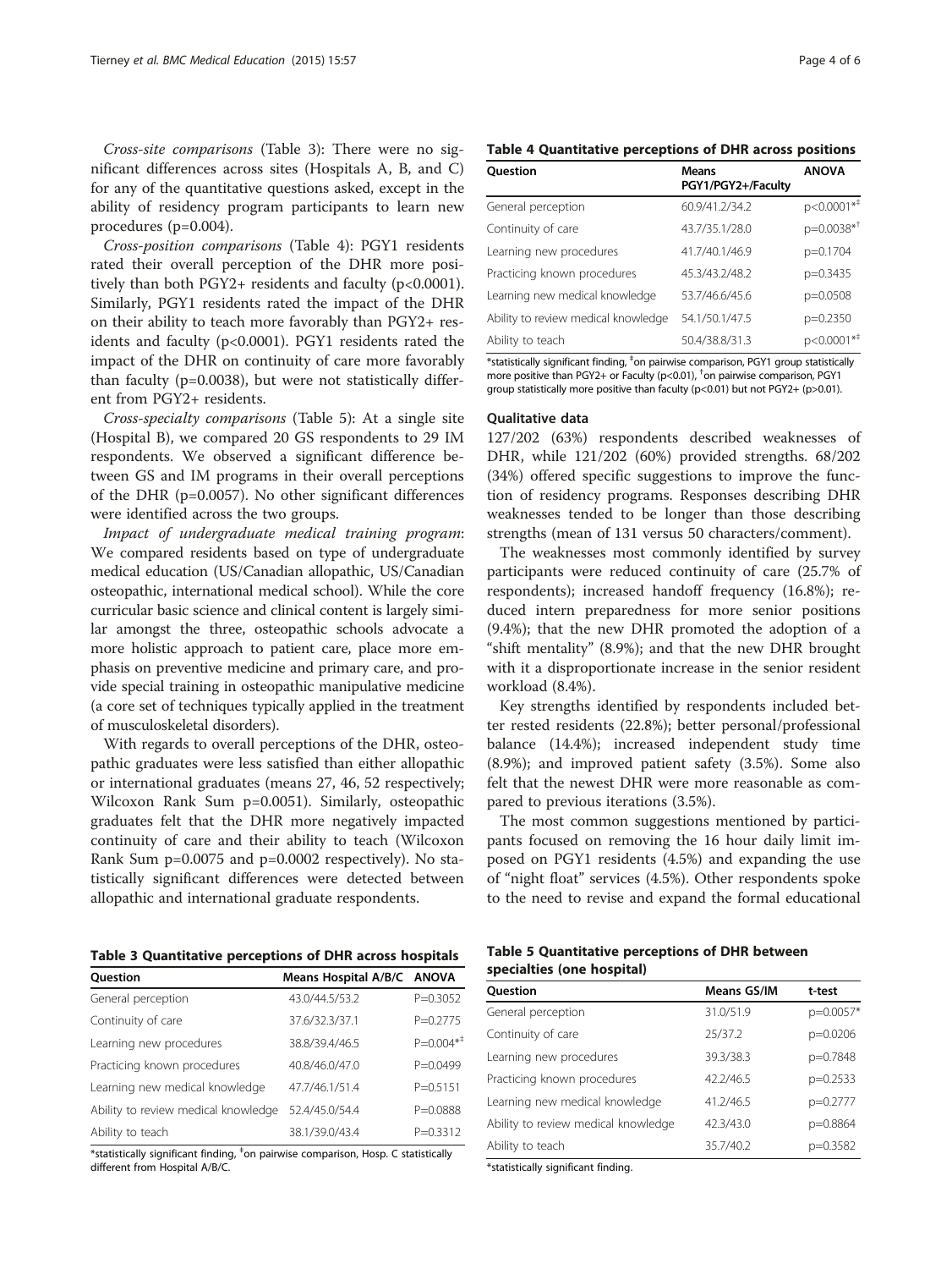*Cross-site comparisons* (Table 3): There were no significant differences across sites (Hospitals A, B, and C) for any of the quantitative questions asked, except in the ability of residency program participants to learn new procedures (p=0.004).

*Cross-position comparisons* (Table 4): PGY1 residents rated their overall perception of the DHR more positively than both PGY2+ residents and faculty (p<0.0001). Similarly, PGY1 residents rated the impact of the DHR on their ability to teach more favorably than PGY2+ residents and faculty (p<0.0001). PGY1 residents rated the impact of the DHR on continuity of care more favorably than faculty (p=0.0038), but were not statistically different from PGY2+ residents.

*Cross-specialty comparisons* (Table 5): At a single site (Hospital B), we compared 20 GS respondents to 29 IM respondents. We observed a significant difference between GS and IM programs in their overall perceptions of the DHR (p=0.0057). No other significant differences were identified across the two groups.

*Impact of undergraduate medical training program*: We compared residents based on type of undergraduate medical education (US/Canadian allopathic, US/Canadian osteopathic, international medical school). While the core curricular basic science and clinical content is largely similar amongst the three, osteopathic schools advocate a more holistic approach to patient care, place more emphasis on preventive medicine and primary care, and provide special training in osteopathic manipulative medicine (a core set of techniques typically applied in the treatment of musculoskeletal disorders).

With regards to overall perceptions of the DHR, osteopathic graduates were less satisfied than either allopathic or international graduates (means 27, 46, 52 respectively; Wilcoxon Rank Sum p=0.0051). Similarly, osteopathic graduates felt that the DHR more negatively impacted continuity of care and their ability to teach (Wilcoxon Rank Sum p=0.0075 and p=0.0002 respectively). No statistically significant differences were detected between allopathic and international graduate respondents.

**Table 3 Quantitative perceptions of DHR across hospitals**

| Question | Means Hospital A/B/C | ANOVA |
|---|---|---|
| General perception | 43.0/44.5/53.2 | P=0.3052 |
| Continuity of care | 37.6/32.3/37.1 | P=0.2775 |
| Learning new procedures | 38.8/39.4/46.5 | P=0.004*‡ |
| Practicing known procedures | 40.8/46.0/47.0 | P=0.0499 |
| Learning new medical knowledge | 47.7/46.1/51.4 | P=0.5151 |
| Ability to review medical knowledge | 52.4/45.0/54.4 | P=0.0888 |
| Ability to teach | 38.1/39.0/43.4 | P=0.3312 |

*statistically significant finding, ‡on pairwise comparison, Hosp. C statistically different from Hospital A/B/C.

**Table 4 Quantitative perceptions of DHR across positions**

| Question | Means PGY1/PGY2+/Faculty | ANOVA |
|---|---|---|
| General perception | 60.9/41.2/34.2 | p<0.0001*‡ |
| Continuity of care | 43.7/35.1/28.0 | p=0.0038*† |
| Learning new procedures | 41.7/40.1/46.9 | p=0.1704 |
| Practicing known procedures | 45.3/43.2/48.2 | p=0.3435 |
| Learning new medical knowledge | 53.7/46.6/45.6 | p=0.0508 |
| Ability to review medical knowledge | 54.1/50.1/47.5 | p=0.2350 |
| Ability to teach | 50.4/38.8/31.3 | p<0.0001*‡ |

*statistically significant finding, ‡on pairwise comparison, PGY1 group statistically more positive than PGY2+ or Faculty (p<0.01), †on pairwise comparison, PGY1 group statistically more positive than faculty (p<0.01) but not PGY2+ (p>0.01).

### Qualitative data

127/202 (63%) respondents described weaknesses of DHR, while 121/202 (60%) provided strengths. 68/202 (34%) offered specific suggestions to improve the function of residency programs. Responses describing DHR weaknesses tended to be longer than those describing strengths (mean of 131 versus 50 characters/comment).

The weaknesses most commonly identified by survey participants were reduced continuity of care (25.7% of respondents); increased handoff frequency (16.8%); reduced intern preparedness for more senior positions (9.4%); that the new DHR promoted the adoption of a "shift mentality" (8.9%); and that the new DHR brought with it a disproportionate increase in the senior resident workload (8.4%).

Key strengths identified by respondents included better rested residents (22.8%); better personal/professional balance (14.4%); increased independent study time (8.9%); and improved patient safety (3.5%). Some also felt that the newest DHR were more reasonable as compared to previous iterations (3.5%).

The most common suggestions mentioned by participants focused on removing the 16 hour daily limit imposed on PGY1 residents (4.5%) and expanding the use of "night float" services (4.5%). Other respondents spoke to the need to revise and expand the formal educational

**Table 5 Quantitative perceptions of DHR between specialties (one hospital)**

| Question | Means GS/IM | t-test |
|---|---|---|
| General perception | 31.0/51.9 | p=0.0057* |
| Continuity of care | 25/37.2 | p=0.0206 |
| Learning new procedures | 39.3/38.3 | p=0.7848 |
| Practicing known procedures | 42.2/46.5 | p=0.2533 |
| Learning new medical knowledge | 41.2/46.5 | p=0.2777 |
| Ability to review medical knowledge | 42.3/43.0 | p=0.8864 |
| Ability to teach | 35.7/40.2 | p=0.3582 |

*statistically significant finding.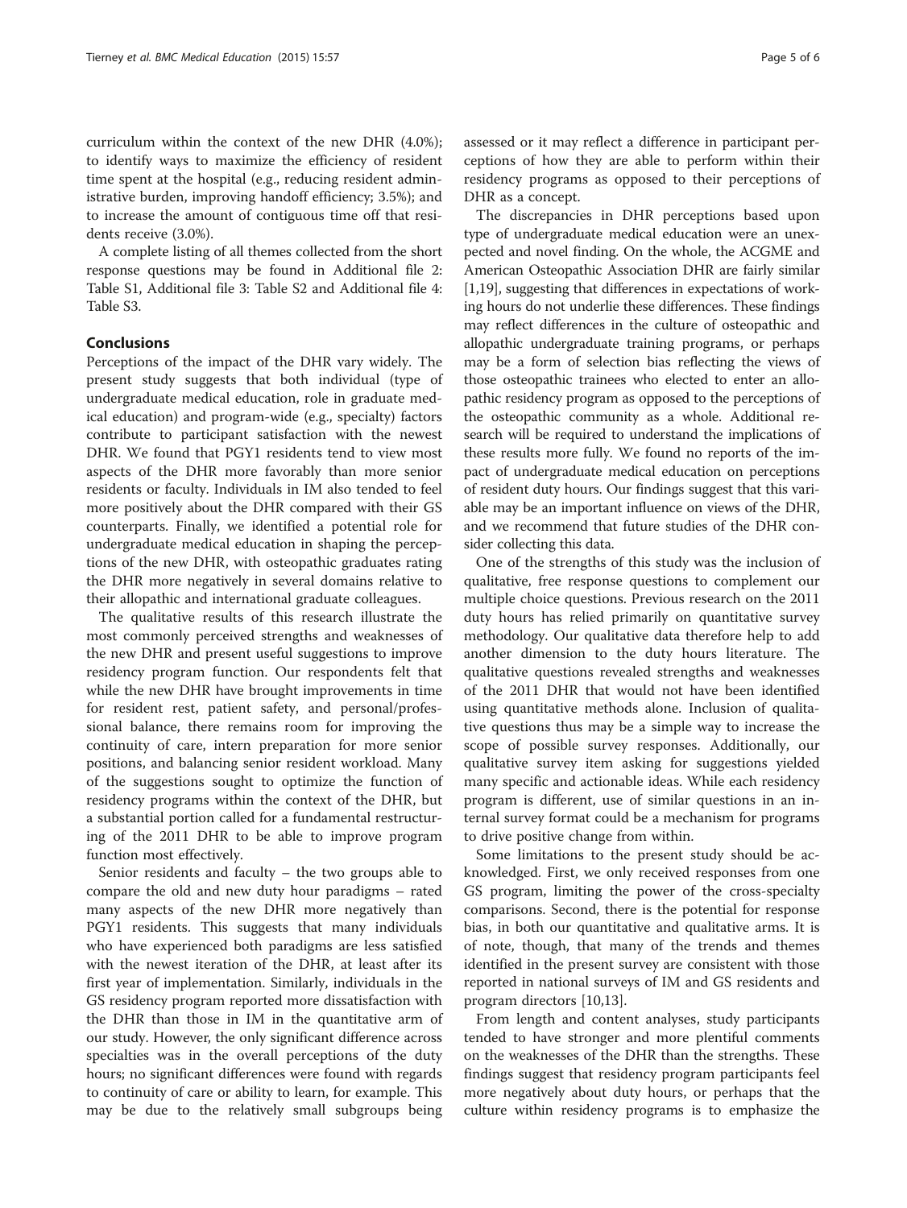curriculum within the context of the new DHR (4.0%); to identify ways to maximize the efficiency of resident time spent at the hospital (e.g., reducing resident administrative burden, improving handoff efficiency; 3.5%); and to increase the amount of contiguous time off that residents receive (3.0%).

A complete listing of all themes collected from the short response questions may be found in Additional file 2: Table S1, Additional file 3: Table S2 and Additional file 4: Table S3.

## Conclusions

Perceptions of the impact of the DHR vary widely. The present study suggests that both individual (type of undergraduate medical education, role in graduate medical education) and program-wide (e.g., specialty) factors contribute to participant satisfaction with the newest DHR. We found that PGY1 residents tend to view most aspects of the DHR more favorably than more senior residents or faculty. Individuals in IM also tended to feel more positively about the DHR compared with their GS counterparts. Finally, we identified a potential role for undergraduate medical education in shaping the perceptions of the new DHR, with osteopathic graduates rating the DHR more negatively in several domains relative to their allopathic and international graduate colleagues.

The qualitative results of this research illustrate the most commonly perceived strengths and weaknesses of the new DHR and present useful suggestions to improve residency program function. Our respondents felt that while the new DHR have brought improvements in time for resident rest, patient safety, and personal/professional balance, there remains room for improving the continuity of care, intern preparation for more senior positions, and balancing senior resident workload. Many of the suggestions sought to optimize the function of residency programs within the context of the DHR, but a substantial portion called for a fundamental restructuring of the 2011 DHR to be able to improve program function most effectively.

Senior residents and faculty – the two groups able to compare the old and new duty hour paradigms – rated many aspects of the new DHR more negatively than PGY1 residents. This suggests that many individuals who have experienced both paradigms are less satisfied with the newest iteration of the DHR, at least after its first year of implementation. Similarly, individuals in the GS residency program reported more dissatisfaction with the DHR than those in IM in the quantitative arm of our study. However, the only significant difference across specialties was in the overall perceptions of the duty hours; no significant differences were found with regards to continuity of care or ability to learn, for example. This may be due to the relatively small subgroups being assessed or it may reflect a difference in participant perceptions of how they are able to perform within their residency programs as opposed to their perceptions of DHR as a concept.

The discrepancies in DHR perceptions based upon type of undergraduate medical education were an unexpected and novel finding. On the whole, the ACGME and American Osteopathic Association DHR are fairly similar [1,19], suggesting that differences in expectations of working hours do not underlie these differences. These findings may reflect differences in the culture of osteopathic and allopathic undergraduate training programs, or perhaps may be a form of selection bias reflecting the views of those osteopathic trainees who elected to enter an allopathic residency program as opposed to the perceptions of the osteopathic community as a whole. Additional research will be required to understand the implications of these results more fully. We found no reports of the impact of undergraduate medical education on perceptions of resident duty hours. Our findings suggest that this variable may be an important influence on views of the DHR, and we recommend that future studies of the DHR consider collecting this data.

One of the strengths of this study was the inclusion of qualitative, free response questions to complement our multiple choice questions. Previous research on the 2011 duty hours has relied primarily on quantitative survey methodology. Our qualitative data therefore help to add another dimension to the duty hours literature. The qualitative questions revealed strengths and weaknesses of the 2011 DHR that would not have been identified using quantitative methods alone. Inclusion of qualitative questions thus may be a simple way to increase the scope of possible survey responses. Additionally, our qualitative survey item asking for suggestions yielded many specific and actionable ideas. While each residency program is different, use of similar questions in an internal survey format could be a mechanism for programs to drive positive change from within.

Some limitations to the present study should be acknowledged. First, we only received responses from one GS program, limiting the power of the cross-specialty comparisons. Second, there is the potential for response bias, in both our quantitative and qualitative arms. It is of note, though, that many of the trends and themes identified in the present survey are consistent with those reported in national surveys of IM and GS residents and program directors [10,13].

From length and content analyses, study participants tended to have stronger and more plentiful comments on the weaknesses of the DHR than the strengths. These findings suggest that residency program participants feel more negatively about duty hours, or perhaps that the culture within residency programs is to emphasize the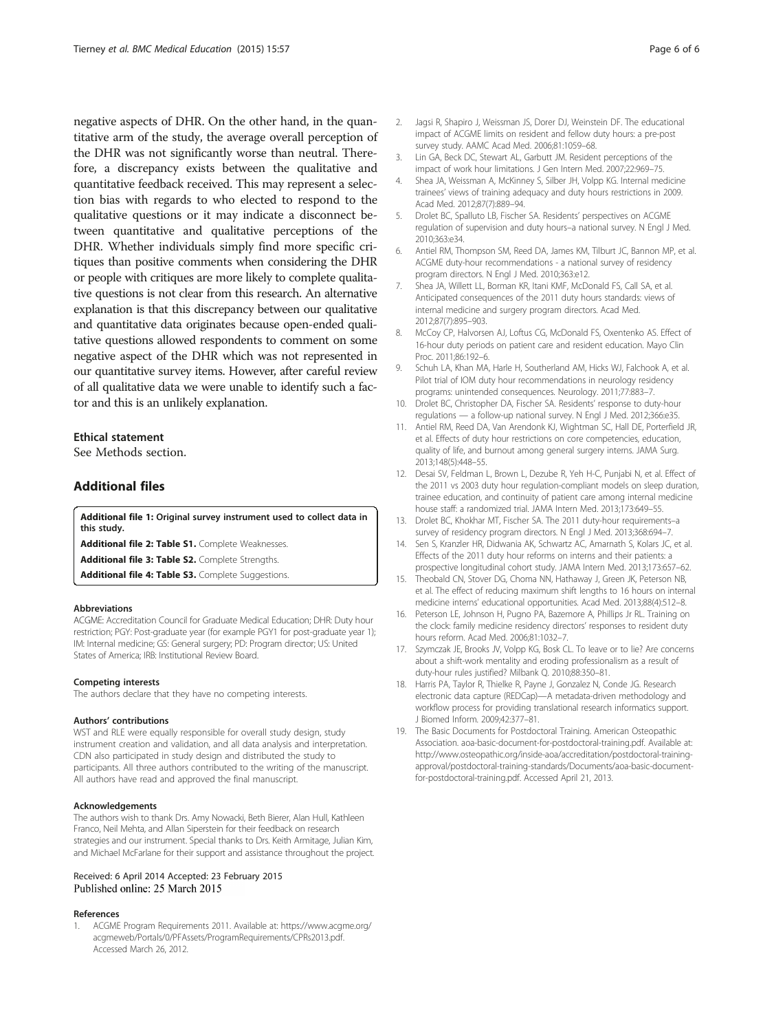negative aspects of DHR. On the other hand, in the quantitative arm of the study, the average overall perception of the DHR was not significantly worse than neutral. Therefore, a discrepancy exists between the qualitative and quantitative feedback received. This may represent a selection bias with regards to who elected to respond to the qualitative questions or it may indicate a disconnect between quantitative and qualitative perceptions of the DHR. Whether individuals simply find more specific critiques than positive comments when considering the DHR or people with critiques are more likely to complete qualitative questions is not clear from this research. An alternative explanation is that this discrepancy between our qualitative and quantitative data originates because open-ended qualitative questions allowed respondents to comment on some negative aspect of the DHR which was not represented in our quantitative survey items. However, after careful review of all qualitative data we were unable to identify such a factor and this is an unlikely explanation.

### Ethical statement

See Methods section.

## Additional files

**Additional file 1: Original survey instrument used to collect data in this study.**

**Additional file 2: Table S1.** Complete Weaknesses.

**Additional file 3: Table S2.** Complete Strengths.

**Additional file 4: Table S3.** Complete Suggestions.

#### Abbreviations

ACGME: Accreditation Council for Graduate Medical Education; DHR: Duty hour restriction; PGY: Post-graduate year (for example PGY1 for post-graduate year 1); IM: Internal medicine; GS: General surgery; PD: Program director; US: United States of America; IRB: Institutional Review Board.

#### Competing interests

The authors declare that they have no competing interests.

#### Authors' contributions

WST and RLE were equally responsible for overall study design, study instrument creation and validation, and all data analysis and interpretation. CDN also participated in study design and distributed the study to participants. All three authors contributed to the writing of the manuscript. All authors have read and approved the final manuscript.

#### Acknowledgements

The authors wish to thank Drs. Amy Nowacki, Beth Bierer, Alan Hull, Kathleen Franco, Neil Mehta, and Allan Siperstein for their feedback on research strategies and our instrument. Special thanks to Drs. Keith Armitage, Julian Kim, and Michael McFarlane for their support and assistance throughout the project.

Received: 6 April 2014 Accepted: 23 February 2015
Published online: 25 March 2015

#### References

1. ACGME Program Requirements 2011. Available at: https://www.acgme.org/acgmeweb/Portals/0/PFAssets/ProgramRequirements/CPRs2013.pdf. Accessed March 26, 2012.
2. Jagsi R, Shapiro J, Weissman JS, Dorer DJ, Weinstein DF. The educational impact of ACGME limits on resident and fellow duty hours: a pre-post survey study. AAMC Acad Med. 2006;81:1059–68.
3. Lin GA, Beck DC, Stewart AL, Garbutt JM. Resident perceptions of the impact of work hour limitations. J Gen Intern Med. 2007;22:969–75.
4. Shea JA, Weissman A, McKinney S, Silber JH, Volpp KG. Internal medicine trainees' views of training adequacy and duty hours restrictions in 2009. Acad Med. 2012;87(7):889–94.
5. Drolet BC, Spalluto LB, Fischer SA. Residents' perspectives on ACGME regulation of supervision and duty hours–a national survey. N Engl J Med. 2010;363:e34.
6. Antiel RM, Thompson SM, Reed DA, James KM, Tilburt JC, Bannon MP, et al. ACGME duty-hour recommendations - a national survey of residency program directors. N Engl J Med. 2010;363:e12.
7. Shea JA, Willett LL, Borman KR, Itani KMF, McDonald FS, Call SA, et al. Anticipated consequences of the 2011 duty hours standards: views of internal medicine and surgery program directors. Acad Med. 2012;87(7):895–903.
8. McCoy CP, Halvorsen AJ, Loftus CG, McDonald FS, Oxentenko AS. Effect of 16-hour duty periods on patient care and resident education. Mayo Clin Proc. 2011;86:192–6.
9. Schuh LA, Khan MA, Harle H, Southerland AM, Hicks WJ, Falchook A, et al. Pilot trial of IOM duty hour recommendations in neurology residency programs: unintended consequences. Neurology. 2011;77:883–7.
10. Drolet BC, Christopher DA, Fischer SA. Residents' response to duty-hour regulations — a follow-up national survey. N Engl J Med. 2012;366:e35.
11. Antiel RM, Reed DA, Van Arendonk KJ, Wightman SC, Hall DE, Porterfield JR, et al. Effects of duty hour restrictions on core competencies, education, quality of life, and burnout among general surgery interns. JAMA Surg. 2013;148(5):448–55.
12. Desai SV, Feldman L, Brown L, Dezube R, Yeh H-C, Punjabi N, et al. Effect of the 2011 vs 2003 duty hour regulation-compliant models on sleep duration, trainee education, and continuity of patient care among internal medicine house staff: a randomized trial. JAMA Intern Med. 2013;173:649–55.
13. Drolet BC, Khokhar MT, Fischer SA. The 2011 duty-hour requirements–a survey of residency program directors. N Engl J Med. 2013;368:694–7.
14. Sen S, Kranzler HR, Didwania AK, Schwartz AC, Amarnath S, Kolars JC, et al. Effects of the 2011 duty hour reforms on interns and their patients: a prospective longitudinal cohort study. JAMA Intern Med. 2013;173:657–62.
15. Theobald CN, Stover DG, Choma NN, Hathaway J, Green JK, Peterson NB, et al. The effect of reducing maximum shift lengths to 16 hours on internal medicine interns' educational opportunities. Acad Med. 2013;88(4):512–8.
16. Peterson LE, Johnson H, Pugno PA, Bazemore A, Phillips Jr RL. Training on the clock: family medicine residency directors' responses to resident duty hours reform. Acad Med. 2006;81:1032–7.
17. Szymczak JE, Brooks JV, Volpp KG, Bosk CL. To leave or to lie? Are concerns about a shift-work mentality and eroding professionalism as a result of duty-hour rules justified? Milbank Q. 2010;88:350–81.
18. Harris PA, Taylor R, Thielke R, Payne J, Gonzalez N, Conde JG. Research electronic data capture (REDCap)—A metadata-driven methodology and workflow process for providing translational research informatics support. J Biomed Inform. 2009;42:377–81.
19. The Basic Documents for Postdoctoral Training. American Osteopathic Association. aoa-basic-document-for-postdoctoral-training.pdf. Available at: http://www.osteopathic.org/inside-aoa/accreditation/postdoctoral-training-approval/postdoctoral-training-standards/Documents/aoa-basic-document-for-postdoctoral-training.pdf. Accessed April 21, 2013.